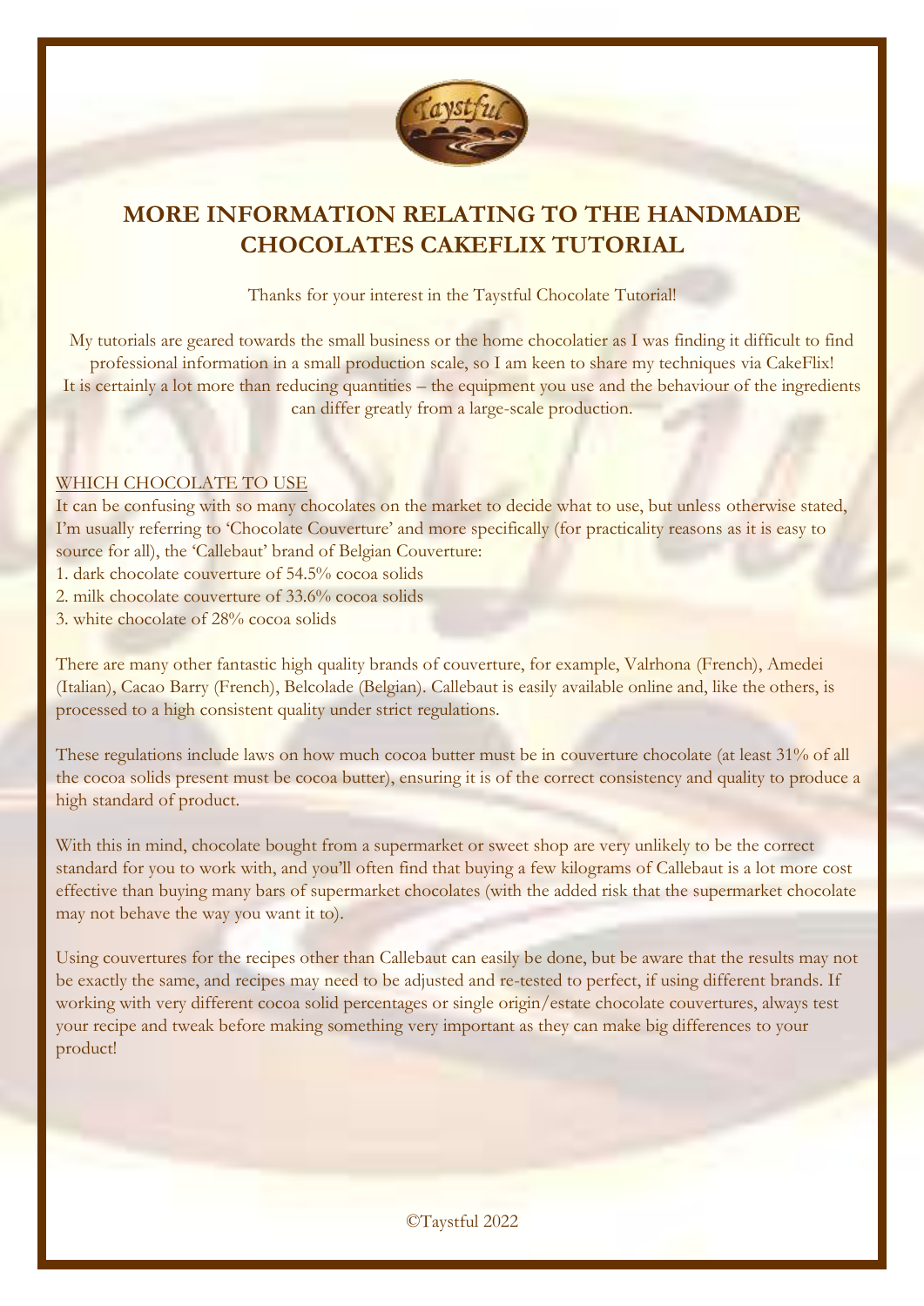# MORE INFORMATION RELATING TO THE HANDMADE CHOCOLATES CAKEFLIX TUTORIAL

Thanks for your interest in the Taystful Chocolate Tutorial!

My tutorials are geared towards the small business or the home chocolatier as I was finding it difficult to find professional information in a small production scale, so I am keen to share my techniques via CakeFlix! It is certainly a lot more than reducing quantities – the equipment you use and the behaviour of the ingredients can differ greatly from a large-scale production.

## WHICH CHOCOLATE TO USE

It can be confusing with so many chocolates on the market to decide what to use, but unless otherwise stated, I'm usually referring to 'Chocolate Couverture' and more specifically (for practicality reasons as it is easy to source for all), the 'Callebaut' brand of Belgian Couverture:

1. dark chocolate couverture of 54.5% cocoa solids
2. milk chocolate couverture of 33.6% cocoa solids
3. white chocolate of 28% cocoa solids

There are many other fantastic high quality brands of couverture, for example, Valrhona (French), Amedei (Italian), Cacao Barry (French), Belcolade (Belgian). Callebaut is easily available online and, like the others, is processed to a high consistent quality under strict regulations.

These regulations include laws on how much cocoa butter must be in couverture chocolate (at least 31% of all the cocoa solids present must be cocoa butter), ensuring it is of the correct consistency and quality to produce a high standard of product.

With this in mind, chocolate bought from a supermarket or sweet shop are very unlikely to be the correct standard for you to work with, and you'll often find that buying a few kilograms of Callebaut is a lot more cost effective than buying many bars of supermarket chocolates (with the added risk that the supermarket chocolate may not behave the way you want it to).

Using couvertures for the recipes other than Callebaut can easily be done, but be aware that the results may not be exactly the same, and recipes may need to be adjusted and re-tested to perfect, if using different brands. If working with very different cocoa solid percentages or single origin/estate chocolate couvertures, always test your recipe and tweak before making something very important as they can make big differences to your product!

©Taystful 2022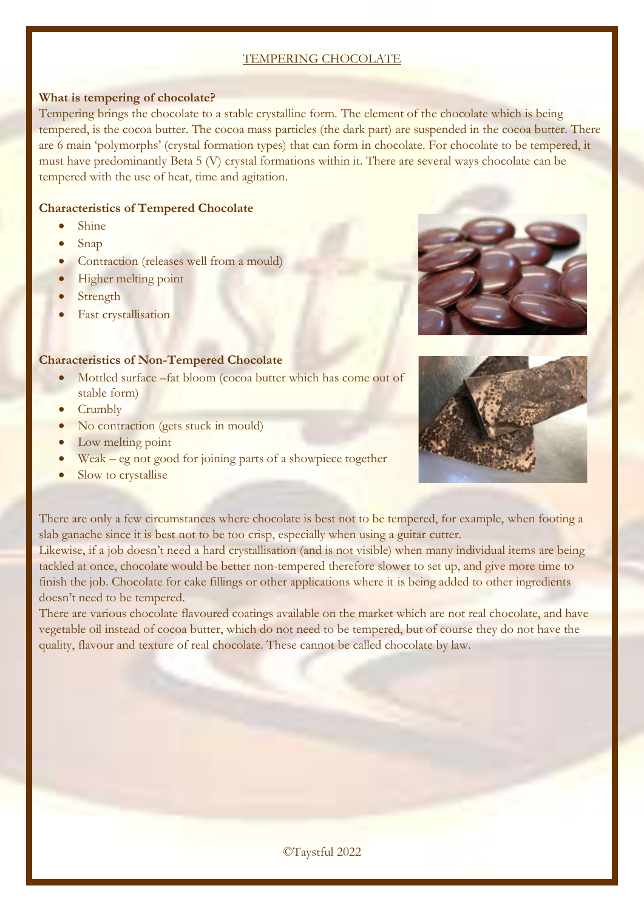# TEMPERING CHOCOLATE

**What is tempering of chocolate?**

Tempering brings the chocolate to a stable crystalline form. The element of the chocolate which is being tempered, is the cocoa butter. The cocoa mass particles (the dark part) are suspended in the cocoa butter. There are 6 main 'polymorphs' (crystal formation types) that can form in chocolate. For chocolate to be tempered, it must have predominantly Beta 5 (V) crystal formations within it. There are several ways chocolate can be tempered with the use of heat, time and agitation.

**Characteristics of Tempered Chocolate**

- Shine
- Snap
- Contraction (releases well from a mould)
- Higher melting point
- Strength
- Fast crystallisation

**Characteristics of Non-Tempered Chocolate**

- Mottled surface –fat bloom (cocoa butter which has come out of stable form)
- Crumbly
- No contraction (gets stuck in mould)
- Low melting point
- Weak – eg not good for joining parts of a showpiece together
- Slow to crystallise

There are only a few circumstances where chocolate is best not to be tempered, for example, when footing a slab ganache since it is best not to be too crisp, especially when using a guitar cutter.

Likewise, if a job doesn't need a hard crystallisation (and is not visible) when many individual items are being tackled at once, chocolate would be better non-tempered therefore slower to set up, and give more time to finish the job. Chocolate for cake fillings or other applications where it is being added to other ingredients doesn't need to be tempered.

There are various chocolate flavoured coatings available on the market which are not real chocolate, and have vegetable oil instead of cocoa butter, which do not need to be tempered, but of course they do not have the quality, flavour and texture of real chocolate. These cannot be called chocolate by law.

©Taystful 2022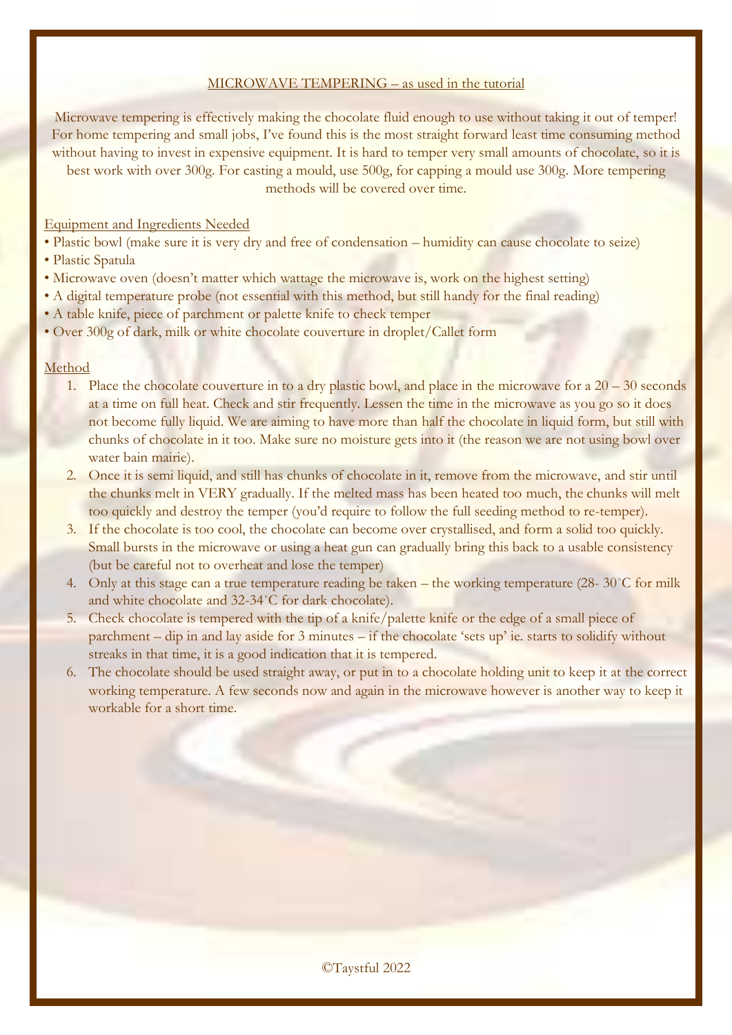## MICROWAVE TEMPERING – as used in the tutorial

Microwave tempering is effectively making the chocolate fluid enough to use without taking it out of temper! For home tempering and small jobs, I've found this is the most straight forward least time consuming method without having to invest in expensive equipment. It is hard to temper very small amounts of chocolate, so it is best work with over 300g. For casting a mould, use 500g, for capping a mould use 300g. More tempering methods will be covered over time.

### Equipment and Ingredients Needed

- Plastic bowl (make sure it is very dry and free of condensation – humidity can cause chocolate to seize)
- Plastic Spatula
- Microwave oven (doesn't matter which wattage the microwave is, work on the highest setting)
- A digital temperature probe (not essential with this method, but still handy for the final reading)
- A table knife, piece of parchment or palette knife to check temper
- Over 300g of dark, milk or white chocolate couverture in droplet/Callet form

### Method

1. Place the chocolate couverture in to a dry plastic bowl, and place in the microwave for a 20 – 30 seconds at a time on full heat. Check and stir frequently. Lessen the time in the microwave as you go so it does not become fully liquid. We are aiming to have more than half the chocolate in liquid form, but still with chunks of chocolate in it too. Make sure no moisture gets into it (the reason we are not using bowl over water bain mairie).
2. Once it is semi liquid, and still has chunks of chocolate in it, remove from the microwave, and stir until the chunks melt in VERY gradually. If the melted mass has been heated too much, the chunks will melt too quickly and destroy the temper (you'd require to follow the full seeding method to re-temper).
3. If the chocolate is too cool, the chocolate can become over crystallised, and form a solid too quickly. Small bursts in the microwave or using a heat gun can gradually bring this back to a usable consistency (but be careful not to overheat and lose the temper)
4. Only at this stage can a true temperature reading be taken – the working temperature (28- 30˚C for milk and white chocolate and 32-34˚C for dark chocolate).
5. Check chocolate is tempered with the tip of a knife/palette knife or the edge of a small piece of parchment – dip in and lay aside for 3 minutes – if the chocolate 'sets up' ie. starts to solidify without streaks in that time, it is a good indication that it is tempered.
6. The chocolate should be used straight away, or put in to a chocolate holding unit to keep it at the correct working temperature. A few seconds now and again in the microwave however is another way to keep it workable for a short time.

©Taystful 2022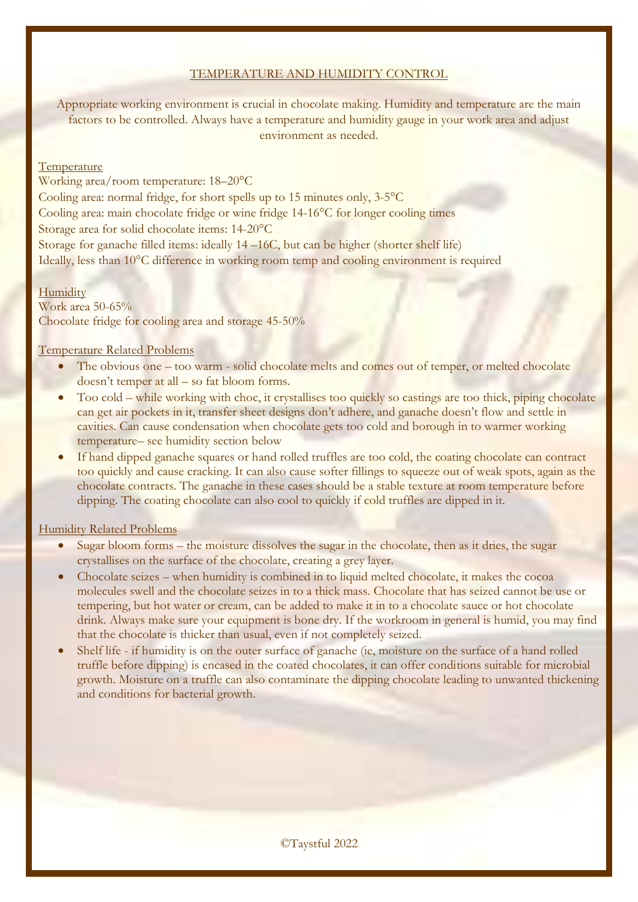# TEMPERATURE AND HUMIDITY CONTROL

Appropriate working environment is crucial in chocolate making. Humidity and temperature are the main factors to be controlled. Always have a temperature and humidity gauge in your work area and adjust environment as needed.

## Temperature

Working area/room temperature: 18–20°C
Cooling area: normal fridge, for short spells up to 15 minutes only, 3-5°C
Cooling area: main chocolate fridge or wine fridge 14-16°C for longer cooling times
Storage area for solid chocolate items: 14-20°C
Storage for ganache filled items: ideally 14 –16C, but can be higher (shorter shelf life)
Ideally, less than 10°C difference in working room temp and cooling environment is required

## Humidity

Work area 50-65%
Chocolate fridge for cooling area and storage 45-50%

## Temperature Related Problems

- The obvious one – too warm - solid chocolate melts and comes out of temper, or melted chocolate doesn't temper at all – so fat bloom forms.
- Too cold – while working with choc, it crystallises too quickly so castings are too thick, piping chocolate can get air pockets in it, transfer sheet designs don't adhere, and ganache doesn't flow and settle in cavities. Can cause condensation when chocolate gets too cold and borough in to warmer working temperature– see humidity section below
- If hand dipped ganache squares or hand rolled truffles are too cold, the coating chocolate can contract too quickly and cause cracking. It can also cause softer fillings to squeeze out of weak spots, again as the chocolate contracts. The ganache in these cases should be a stable texture at room temperature before dipping. The coating chocolate can also cool to quickly if cold truffles are dipped in it.

## Humidity Related Problems

- Sugar bloom forms – the moisture dissolves the sugar in the chocolate, then as it dries, the sugar crystallises on the surface of the chocolate, creating a grey layer.
- Chocolate seizes – when humidity is combined in to liquid melted chocolate, it makes the cocoa molecules swell and the chocolate seizes in to a thick mass. Chocolate that has seized cannot be use or tempering, but hot water or cream, can be added to make it in to a chocolate sauce or hot chocolate drink. Always make sure your equipment is bone dry. If the workroom in general is humid, you may find that the chocolate is thicker than usual, even if not completely seized.
- Shelf life - if humidity is on the outer surface of ganache (ie, moisture on the surface of a hand rolled truffle before dipping) is encased in the coated chocolates, it can offer conditions suitable for microbial growth. Moisture on a truffle can also contaminate the dipping chocolate leading to unwanted thickening and conditions for bacterial growth.

©Taystful 2022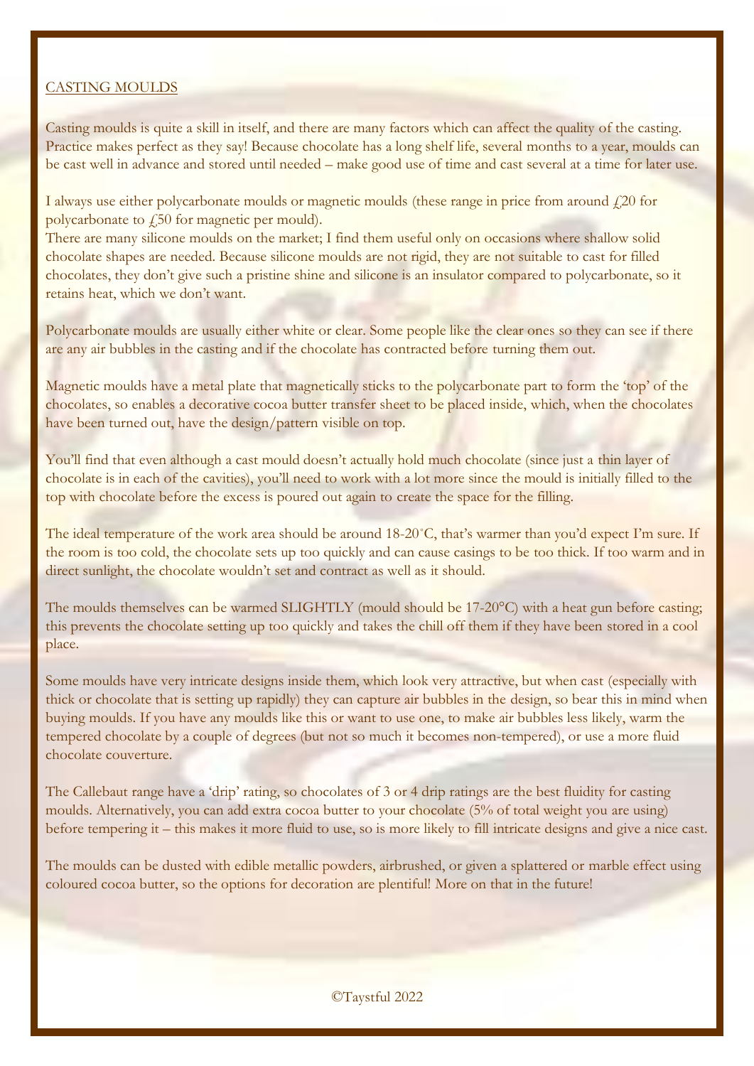CASTING MOULDS

Casting moulds is quite a skill in itself, and there are many factors which can affect the quality of the casting. Practice makes perfect as they say! Because chocolate has a long shelf life, several months to a year, moulds can be cast well in advance and stored until needed – make good use of time and cast several at a time for later use.

I always use either polycarbonate moulds or magnetic moulds (these range in price from around £20 for polycarbonate to £50 for magnetic per mould).
There are many silicone moulds on the market; I find them useful only on occasions where shallow solid chocolate shapes are needed. Because silicone moulds are not rigid, they are not suitable to cast for filled chocolates, they don't give such a pristine shine and silicone is an insulator compared to polycarbonate, so it retains heat, which we don't want.

Polycarbonate moulds are usually either white or clear. Some people like the clear ones so they can see if there are any air bubbles in the casting and if the chocolate has contracted before turning them out.

Magnetic moulds have a metal plate that magnetically sticks to the polycarbonate part to form the 'top' of the chocolates, so enables a decorative cocoa butter transfer sheet to be placed inside, which, when the chocolates have been turned out, have the design/pattern visible on top.

You'll find that even although a cast mould doesn't actually hold much chocolate (since just a thin layer of chocolate is in each of the cavities), you'll need to work with a lot more since the mould is initially filled to the top with chocolate before the excess is poured out again to create the space for the filling.

The ideal temperature of the work area should be around 18-20˚C, that's warmer than you'd expect I'm sure. If the room is too cold, the chocolate sets up too quickly and can cause casings to be too thick. If too warm and in direct sunlight, the chocolate wouldn't set and contract as well as it should.

The moulds themselves can be warmed SLIGHTLY (mould should be 17-20°C) with a heat gun before casting; this prevents the chocolate setting up too quickly and takes the chill off them if they have been stored in a cool place.

Some moulds have very intricate designs inside them, which look very attractive, but when cast (especially with thick or chocolate that is setting up rapidly) they can capture air bubbles in the design, so bear this in mind when buying moulds. If you have any moulds like this or want to use one, to make air bubbles less likely, warm the tempered chocolate by a couple of degrees (but not so much it becomes non-tempered), or use a more fluid chocolate couverture.

The Callebaut range have a 'drip' rating, so chocolates of 3 or 4 drip ratings are the best fluidity for casting moulds. Alternatively, you can add extra cocoa butter to your chocolate (5% of total weight you are using) before tempering it – this makes it more fluid to use, so is more likely to fill intricate designs and give a nice cast.

The moulds can be dusted with edible metallic powders, airbrushed, or given a splattered or marble effect using coloured cocoa butter, so the options for decoration are plentiful! More on that in the future!

©Taystful 2022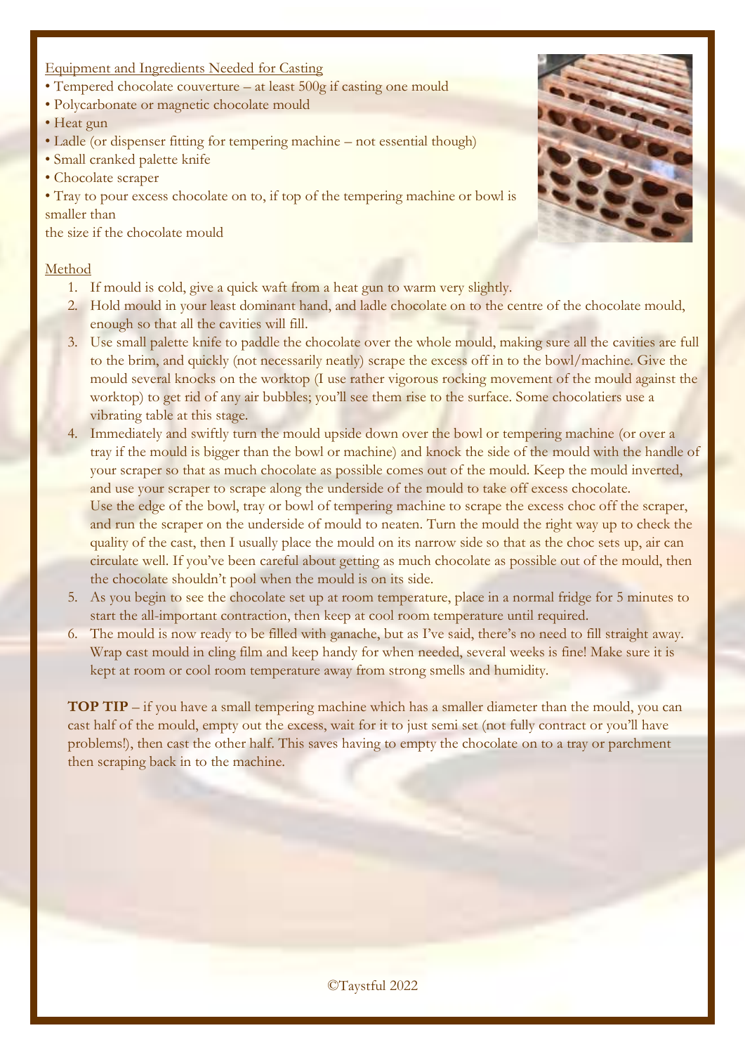Equipment and Ingredients Needed for Casting

- Tempered chocolate couverture – at least 500g if casting one mould
- Polycarbonate or magnetic chocolate mould
- Heat gun
- Ladle (or dispenser fitting for tempering machine – not essential though)
- Small cranked palette knife
- Chocolate scraper
- Tray to pour excess chocolate on to, if top of the tempering machine or bowl is smaller than the size if the chocolate mould

Method

1. If mould is cold, give a quick waft from a heat gun to warm very slightly.
2. Hold mould in your least dominant hand, and ladle chocolate on to the centre of the chocolate mould, enough so that all the cavities will fill.
3. Use small palette knife to paddle the chocolate over the whole mould, making sure all the cavities are full to the brim, and quickly (not necessarily neatly) scrape the excess off in to the bowl/machine. Give the mould several knocks on the worktop (I use rather vigorous rocking movement of the mould against the worktop) to get rid of any air bubbles; you'll see them rise to the surface. Some chocolatiers use a vibrating table at this stage.
4. Immediately and swiftly turn the mould upside down over the bowl or tempering machine (or over a tray if the mould is bigger than the bowl or machine) and knock the side of the mould with the handle of your scraper so that as much chocolate as possible comes out of the mould. Keep the mould inverted, and use your scraper to scrape along the underside of the mould to take off excess chocolate.
   Use the edge of the bowl, tray or bowl of tempering machine to scrape the excess choc off the scraper, and run the scraper on the underside of mould to neaten. Turn the mould the right way up to check the quality of the cast, then I usually place the mould on its narrow side so that as the choc sets up, air can circulate well. If you've been careful about getting as much chocolate as possible out of the mould, then the chocolate shouldn't pool when the mould is on its side.
5. As you begin to see the chocolate set up at room temperature, place in a normal fridge for 5 minutes to start the all-important contraction, then keep at cool room temperature until required.
6. The mould is now ready to be filled with ganache, but as I've said, there's no need to fill straight away. Wrap cast mould in cling film and keep handy for when needed, several weeks is fine! Make sure it is kept at room or cool room temperature away from strong smells and humidity.

**TOP TIP** – if you have a small tempering machine which has a smaller diameter than the mould, you can cast half of the mould, empty out the excess, wait for it to just semi set (not fully contract or you'll have problems!), then cast the other half. This saves having to empty the chocolate on to a tray or parchment then scraping back in to the machine.

©Taystful 2022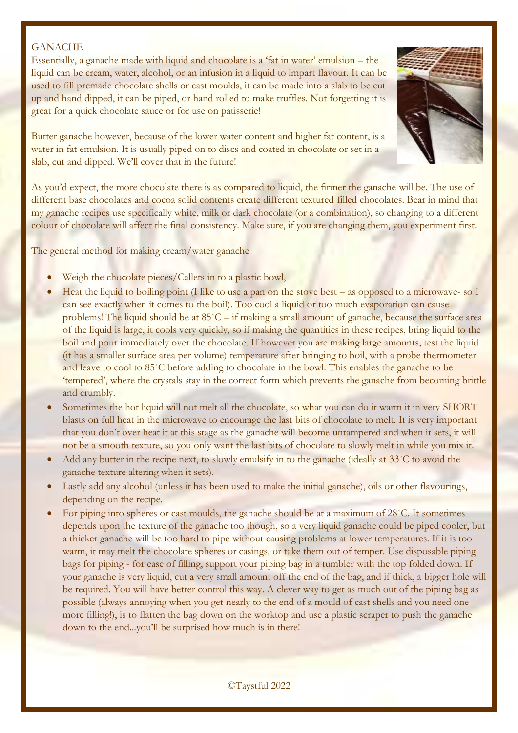## GANACHE

Essentially, a ganache made with liquid and chocolate is a 'fat in water' emulsion – the liquid can be cream, water, alcohol, or an infusion in a liquid to impart flavour. It can be used to fill premade chocolate shells or cast moulds, it can be made into a slab to be cut up and hand dipped, it can be piped, or hand rolled to make truffles. Not forgetting it is great for a quick chocolate sauce or for use on patisserie!

Butter ganache however, because of the lower water content and higher fat content, is a water in fat emulsion. It is usually piped on to discs and coated in chocolate or set in a slab, cut and dipped. We'll cover that in the future!

As you'd expect, the more chocolate there is as compared to liquid, the firmer the ganache will be. The use of different base chocolates and cocoa solid contents create different textured filled chocolates. Bear in mind that my ganache recipes use specifically white, milk or dark chocolate (or a combination), so changing to a different colour of chocolate will affect the final consistency. Make sure, if you are changing them, you experiment first.

### The general method for making cream/water ganache

- Weigh the chocolate pieces/Callets in to a plastic bowl,
- Heat the liquid to boiling point (I like to use a pan on the stove best – as opposed to a microwave- so I can see exactly when it comes to the boil). Too cool a liquid or too much evaporation can cause problems! The liquid should be at 85˚C – if making a small amount of ganache, because the surface area of the liquid is large, it cools very quickly, so if making the quantities in these recipes, bring liquid to the boil and pour immediately over the chocolate. If however you are making large amounts, test the liquid (it has a smaller surface area per volume) temperature after bringing to boil, with a probe thermometer and leave to cool to 85˚C before adding to chocolate in the bowl. This enables the ganache to be 'tempered', where the crystals stay in the correct form which prevents the ganache from becoming brittle and crumbly.
- Sometimes the hot liquid will not melt all the chocolate, so what you can do it warm it in very SHORT blasts on full heat in the microwave to encourage the last bits of chocolate to melt. It is very important that you don't over heat it at this stage as the ganache will become untampered and when it sets, it will not be a smooth texture, so you only want the last bits of chocolate to slowly melt in while you mix it.
- Add any butter in the recipe next, to slowly emulsify in to the ganache (ideally at 33˚C to avoid the ganache texture altering when it sets).
- Lastly add any alcohol (unless it has been used to make the initial ganache), oils or other flavourings, depending on the recipe.
- For piping into spheres or cast moulds, the ganache should be at a maximum of 28˚C. It sometimes depends upon the texture of the ganache too though, so a very liquid ganache could be piped cooler, but a thicker ganache will be too hard to pipe without causing problems at lower temperatures. If it is too warm, it may melt the chocolate spheres or casings, or take them out of temper. Use disposable piping bags for piping - for ease of filling, support your piping bag in a tumbler with the top folded down. If your ganache is very liquid, cut a very small amount off the end of the bag, and if thick, a bigger hole will be required. You will have better control this way. A clever way to get as much out of the piping bag as possible (always annoying when you get nearly to the end of a mould of cast shells and you need one more filling!), is to flatten the bag down on the worktop and use a plastic scraper to push the ganache down to the end...you'll be surprised how much is in there!

©Taystful 2022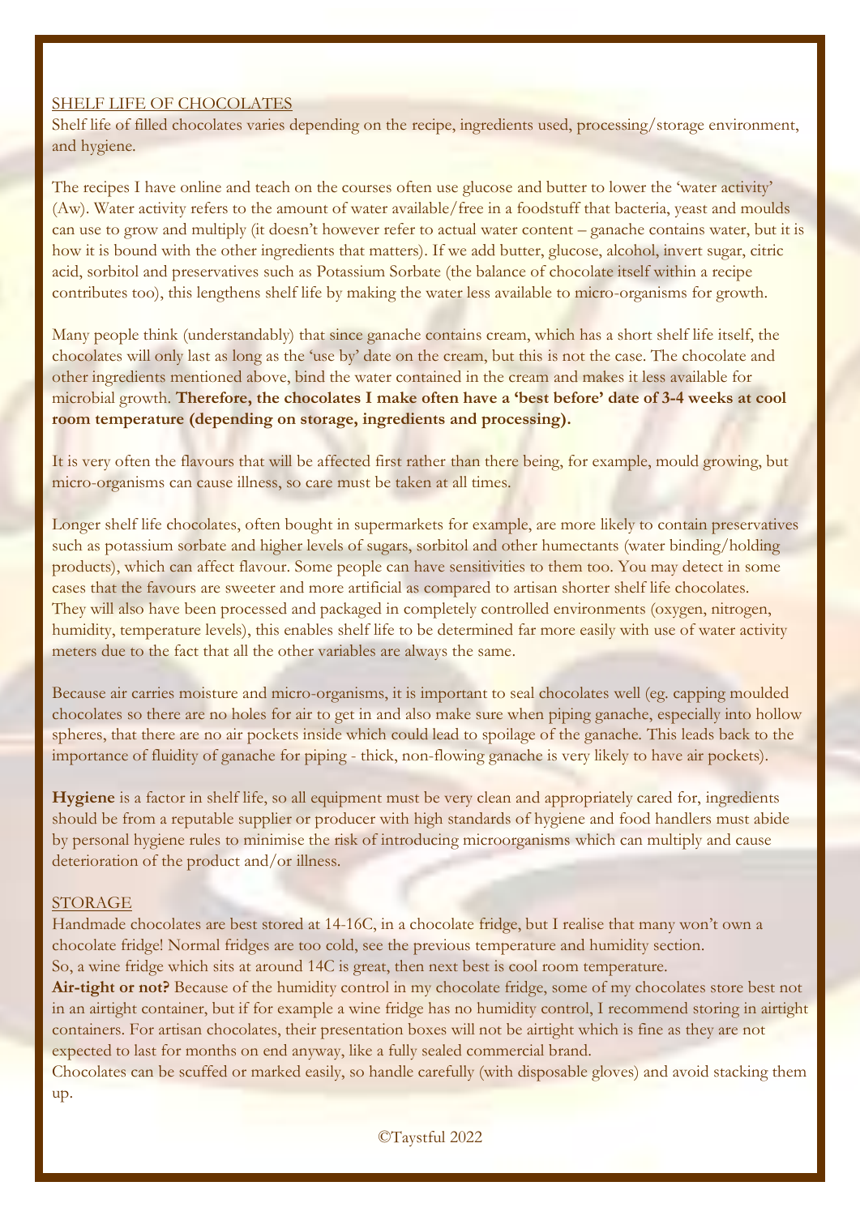## SHELF LIFE OF CHOCOLATES

Shelf life of filled chocolates varies depending on the recipe, ingredients used, processing/storage environment, and hygiene.

The recipes I have online and teach on the courses often use glucose and butter to lower the 'water activity' (Aw). Water activity refers to the amount of water available/free in a foodstuff that bacteria, yeast and moulds can use to grow and multiply (it doesn't however refer to actual water content – ganache contains water, but it is how it is bound with the other ingredients that matters). If we add butter, glucose, alcohol, invert sugar, citric acid, sorbitol and preservatives such as Potassium Sorbate (the balance of chocolate itself within a recipe contributes too), this lengthens shelf life by making the water less available to micro-organisms for growth.

Many people think (understandably) that since ganache contains cream, which has a short shelf life itself, the chocolates will only last as long as the 'use by' date on the cream, but this is not the case. The chocolate and other ingredients mentioned above, bind the water contained in the cream and makes it less available for microbial growth. **Therefore, the chocolates I make often have a 'best before' date of 3-4 weeks at cool room temperature (depending on storage, ingredients and processing).**

It is very often the flavours that will be affected first rather than there being, for example, mould growing, but micro-organisms can cause illness, so care must be taken at all times.

Longer shelf life chocolates, often bought in supermarkets for example, are more likely to contain preservatives such as potassium sorbate and higher levels of sugars, sorbitol and other humectants (water binding/holding products), which can affect flavour. Some people can have sensitivities to them too. You may detect in some cases that the favours are sweeter and more artificial as compared to artisan shorter shelf life chocolates. They will also have been processed and packaged in completely controlled environments (oxygen, nitrogen, humidity, temperature levels), this enables shelf life to be determined far more easily with use of water activity meters due to the fact that all the other variables are always the same.

Because air carries moisture and micro-organisms, it is important to seal chocolates well (eg. capping moulded chocolates so there are no holes for air to get in and also make sure when piping ganache, especially into hollow spheres, that there are no air pockets inside which could lead to spoilage of the ganache. This leads back to the importance of fluidity of ganache for piping - thick, non-flowing ganache is very likely to have air pockets).

**Hygiene** is a factor in shelf life, so all equipment must be very clean and appropriately cared for, ingredients should be from a reputable supplier or producer with high standards of hygiene and food handlers must abide by personal hygiene rules to minimise the risk of introducing microorganisms which can multiply and cause deterioration of the product and/or illness.

## STORAGE

Handmade chocolates are best stored at 14-16C, in a chocolate fridge, but I realise that many won't own a chocolate fridge! Normal fridges are too cold, see the previous temperature and humidity section.
So, a wine fridge which sits at around 14C is great, then next best is cool room temperature.
**Air-tight or not?** Because of the humidity control in my chocolate fridge, some of my chocolates store best not in an airtight container, but if for example a wine fridge has no humidity control, I recommend storing in airtight containers. For artisan chocolates, their presentation boxes will not be airtight which is fine as they are not expected to last for months on end anyway, like a fully sealed commercial brand.
Chocolates can be scuffed or marked easily, so handle carefully (with disposable gloves) and avoid stacking them up.

©Taystful 2022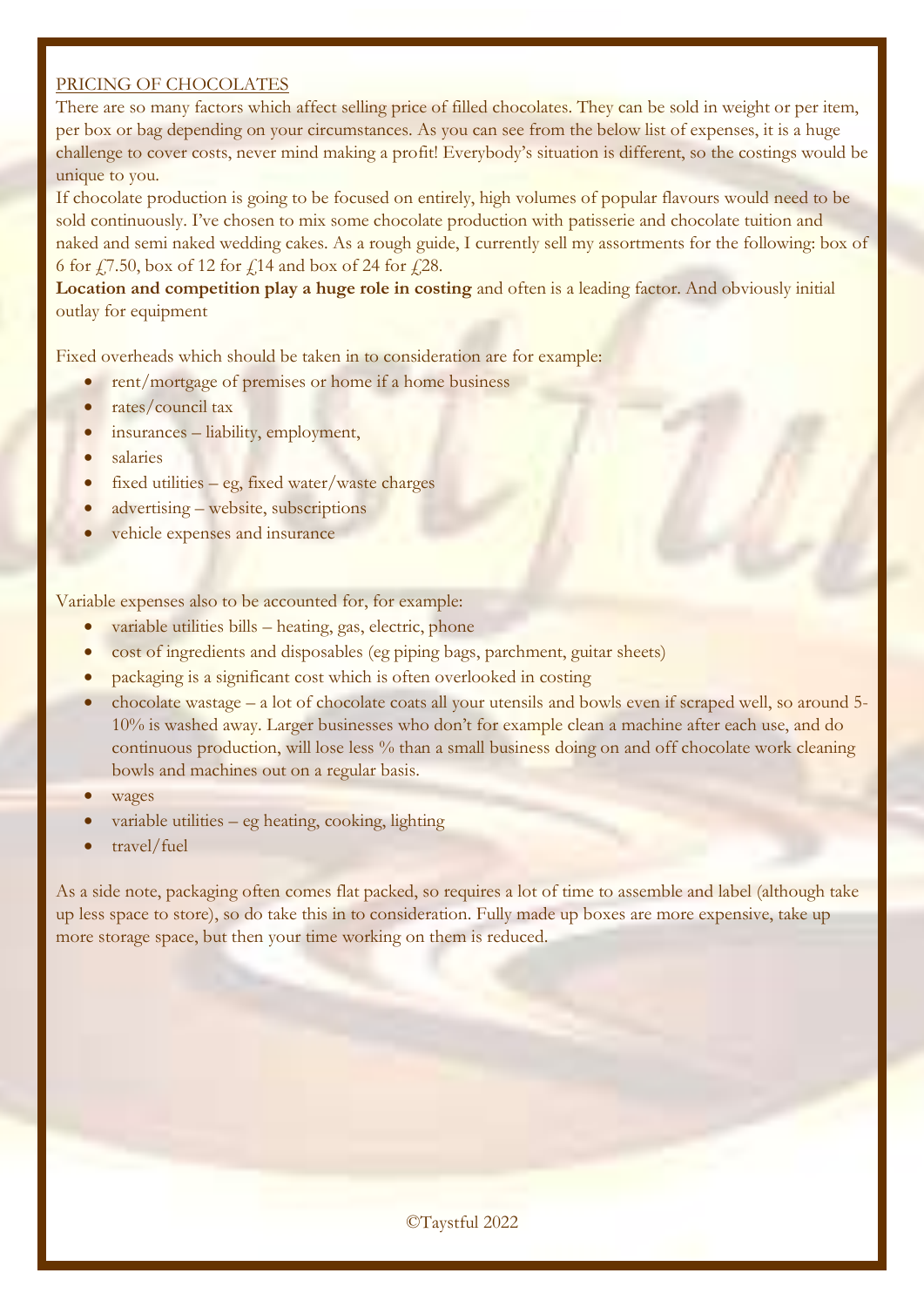PRICING OF CHOCOLATES

There are so many factors which affect selling price of filled chocolates. They can be sold in weight or per item, per box or bag depending on your circumstances. As you can see from the below list of expenses, it is a huge challenge to cover costs, never mind making a profit! Everybody's situation is different, so the costings would be unique to you.

If chocolate production is going to be focused on entirely, high volumes of popular flavours would need to be sold continuously. I've chosen to mix some chocolate production with patisserie and chocolate tuition and naked and semi naked wedding cakes. As a rough guide, I currently sell my assortments for the following: box of 6 for £7.50, box of 12 for £14 and box of 24 for £28.

**Location and competition play a huge role in costing** and often is a leading factor. And obviously initial outlay for equipment

Fixed overheads which should be taken in to consideration are for example:

- rent/mortgage of premises or home if a home business
- rates/council tax
- insurances – liability, employment,
- salaries
- fixed utilities – eg, fixed water/waste charges
- advertising – website, subscriptions
- vehicle expenses and insurance

Variable expenses also to be accounted for, for example:

- variable utilities bills – heating, gas, electric, phone
- cost of ingredients and disposables (eg piping bags, parchment, guitar sheets)
- packaging is a significant cost which is often overlooked in costing
- chocolate wastage – a lot of chocolate coats all your utensils and bowls even if scraped well, so around 5-10% is washed away. Larger businesses who don't for example clean a machine after each use, and do continuous production, will lose less % than a small business doing on and off chocolate work cleaning bowls and machines out on a regular basis.
- wages
- variable utilities – eg heating, cooking, lighting
- travel/fuel

As a side note, packaging often comes flat packed, so requires a lot of time to assemble and label (although take up less space to store), so do take this in to consideration. Fully made up boxes are more expensive, take up more storage space, but then your time working on them is reduced.

©Taystful 2022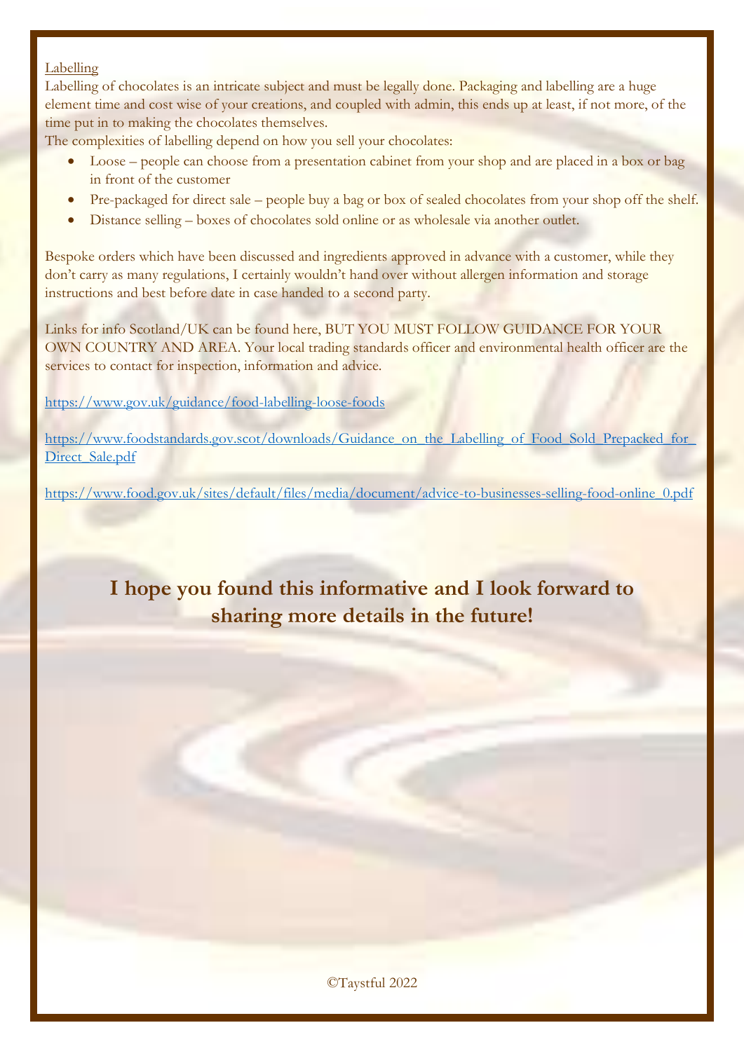Labelling

Labelling of chocolates is an intricate subject and must be legally done. Packaging and labelling are a huge element time and cost wise of your creations, and coupled with admin, this ends up at least, if not more, of the time put in to making the chocolates themselves.

The complexities of labelling depend on how you sell your chocolates:

- Loose – people can choose from a presentation cabinet from your shop and are placed in a box or bag in front of the customer
- Pre-packaged for direct sale – people buy a bag or box of sealed chocolates from your shop off the shelf.
- Distance selling – boxes of chocolates sold online or as wholesale via another outlet.

Bespoke orders which have been discussed and ingredients approved in advance with a customer, while they don't carry as many regulations, I certainly wouldn't hand over without allergen information and storage instructions and best before date in case handed to a second party.

Links for info Scotland/UK can be found here, BUT YOU MUST FOLLOW GUIDANCE FOR YOUR OWN COUNTRY AND AREA. Your local trading standards officer and environmental health officer are the services to contact for inspection, information and advice.

https://www.gov.uk/guidance/food-labelling-loose-foods

https://www.foodstandards.gov.scot/downloads/Guidance_on_the_Labelling_of_Food_Sold_Prepacked_for_Direct_Sale.pdf

https://www.food.gov.uk/sites/default/files/media/document/advice-to-businesses-selling-food-online_0.pdf

**I hope you found this informative and I look forward to sharing more details in the future!**

©Taystful 2022